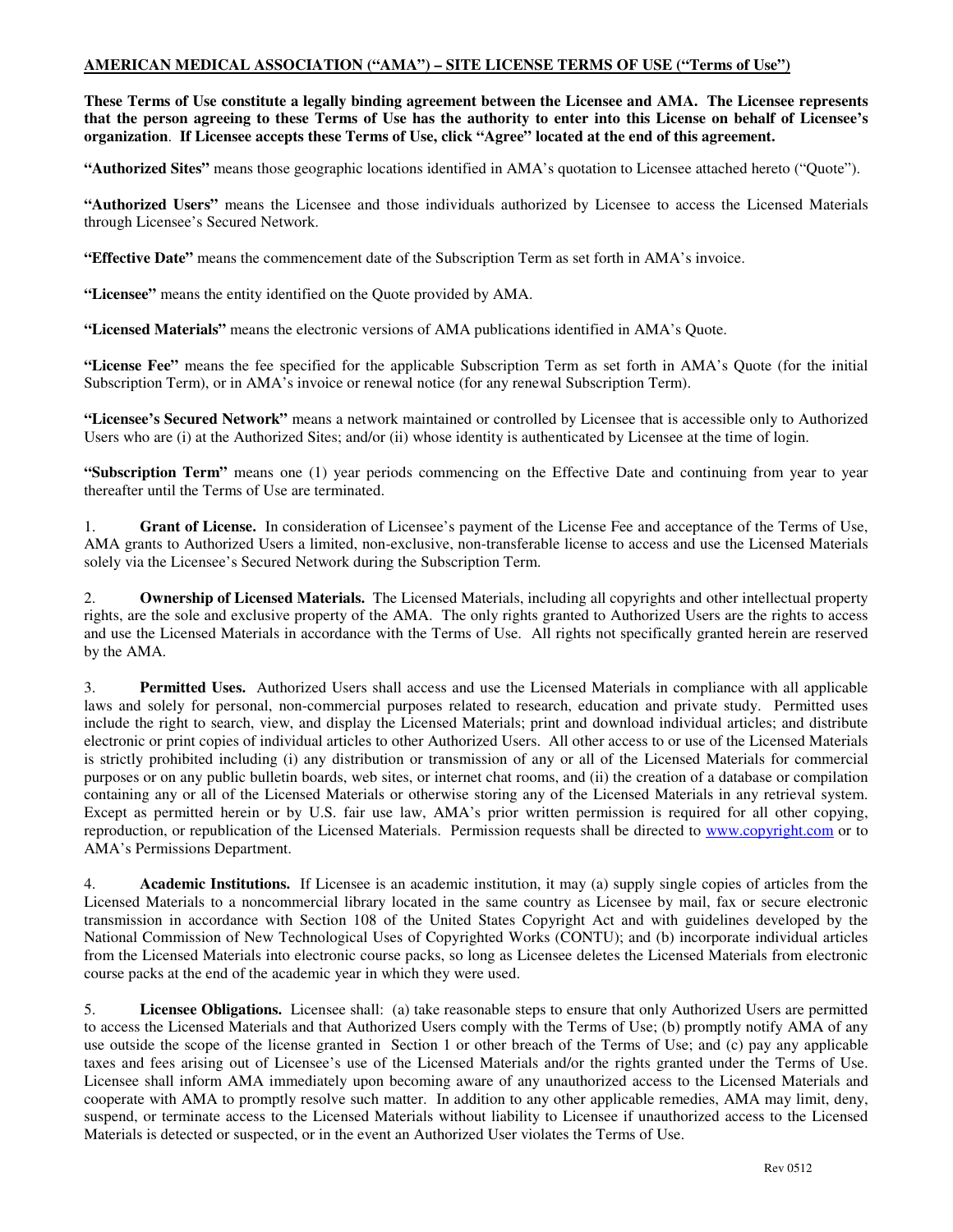**AMERICAN MEDICAL ASSOCIATION ("AMA") – SITE LICENSE TERMS OF USE ("Terms of Use")**

**These Terms of Use constitute a legally binding agreement between the Licensee and AMA. The Licensee represents that the person agreeing to these Terms of Use has the authority to enter into this License on behalf of Licensee's organization. If Licensee accepts these Terms of Use, click "Agree" located at the end of this agreement.**

**"Authorized Sites"** means those geographic locations identified in AMA's quotation to Licensee attached hereto ("Quote").

**"Authorized Users"** means the Licensee and those individuals authorized by Licensee to access the Licensed Materials through Licensee's Secured Network.

**"Effective Date"** means the commencement date of the Subscription Term as set forth in AMA's invoice.

**"Licensee"** means the entity identified on the Quote provided by AMA.

**"Licensed Materials"** means the electronic versions of AMA publications identified in AMA's Quote.

**"License Fee"** means the fee specified for the applicable Subscription Term as set forth in AMA's Quote (for the initial Subscription Term), or in AMA's invoice or renewal notice (for any renewal Subscription Term).

**"Licensee's Secured Network"** means a network maintained or controlled by Licensee that is accessible only to Authorized Users who are (i) at the Authorized Sites; and/or (ii) whose identity is authenticated by Licensee at the time of login.

**"Subscription Term"** means one (1) year periods commencing on the Effective Date and continuing from year to year thereafter until the Terms of Use are terminated.

1. **Grant of License.** In consideration of Licensee's payment of the License Fee and acceptance of the Terms of Use, AMA grants to Authorized Users a limited, non-exclusive, non-transferable license to access and use the Licensed Materials solely via the Licensee's Secured Network during the Subscription Term.

2. **Ownership of Licensed Materials.** The Licensed Materials, including all copyrights and other intellectual property rights, are the sole and exclusive property of the AMA. The only rights granted to Authorized Users are the rights to access and use the Licensed Materials in accordance with the Terms of Use. All rights not specifically granted herein are reserved by the AMA.

3. **Permitted Uses.** Authorized Users shall access and use the Licensed Materials in compliance with all applicable laws and solely for personal, non-commercial purposes related to research, education and private study. Permitted uses include the right to search, view, and display the Licensed Materials; print and download individual articles; and distribute electronic or print copies of individual articles to other Authorized Users. All other access to or use of the Licensed Materials is strictly prohibited including (i) any distribution or transmission of any or all of the Licensed Materials for commercial purposes or on any public bulletin boards, web sites, or internet chat rooms, and (ii) the creation of a database or compilation containing any or all of the Licensed Materials or otherwise storing any of the Licensed Materials in any retrieval system. Except as permitted herein or by U.S. fair use law, AMA's prior written permission is required for all other copying, reproduction, or republication of the Licensed Materials. Permission requests shall be directed to www.copyright.com or to AMA's Permissions Department.

4. **Academic Institutions.** If Licensee is an academic institution, it may (a) supply single copies of articles from the Licensed Materials to a noncommercial library located in the same country as Licensee by mail, fax or secure electronic transmission in accordance with Section 108 of the United States Copyright Act and with guidelines developed by the National Commission of New Technological Uses of Copyrighted Works (CONTU); and (b) incorporate individual articles from the Licensed Materials into electronic course packs, so long as Licensee deletes the Licensed Materials from electronic course packs at the end of the academic year in which they were used.

5. **Licensee Obligations.** Licensee shall: (a) take reasonable steps to ensure that only Authorized Users are permitted to access the Licensed Materials and that Authorized Users comply with the Terms of Use; (b) promptly notify AMA of any use outside the scope of the license granted in Section 1 or other breach of the Terms of Use; and (c) pay any applicable taxes and fees arising out of Licensee's use of the Licensed Materials and/or the rights granted under the Terms of Use. Licensee shall inform AMA immediately upon becoming aware of any unauthorized access to the Licensed Materials and cooperate with AMA to promptly resolve such matter. In addition to any other applicable remedies, AMA may limit, deny, suspend, or terminate access to the Licensed Materials without liability to Licensee if unauthorized access to the Licensed Materials is detected or suspected, or in the event an Authorized User violates the Terms of Use.

Rev 0512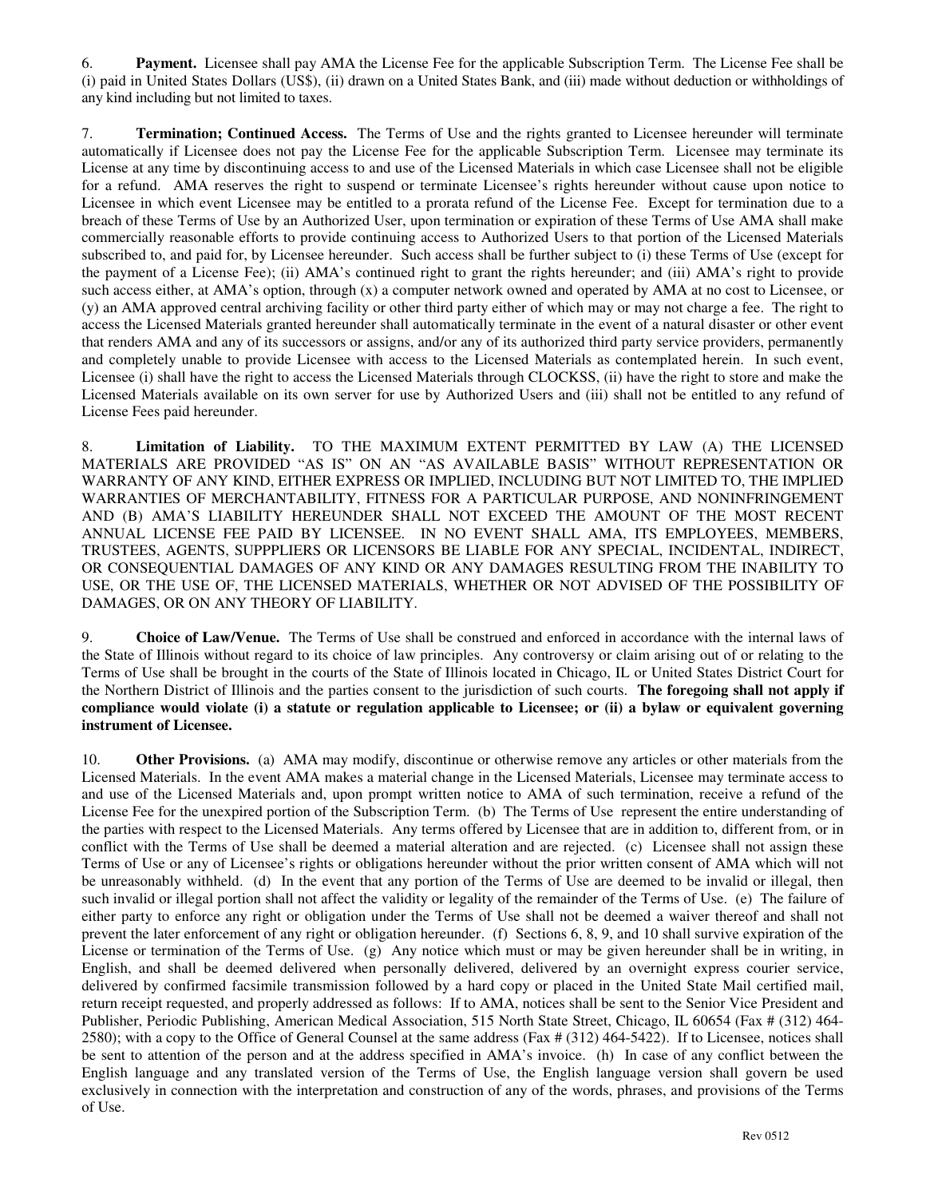6. **Payment.** Licensee shall pay AMA the License Fee for the applicable Subscription Term. The License Fee shall be (i) paid in United States Dollars (US$), (ii) drawn on a United States Bank, and (iii) made without deduction or withholdings of any kind including but not limited to taxes.

7. **Termination; Continued Access.** The Terms of Use and the rights granted to Licensee hereunder will terminate automatically if Licensee does not pay the License Fee for the applicable Subscription Term. Licensee may terminate its License at any time by discontinuing access to and use of the Licensed Materials in which case Licensee shall not be eligible for a refund. AMA reserves the right to suspend or terminate Licensee's rights hereunder without cause upon notice to Licensee in which event Licensee may be entitled to a prorata refund of the License Fee. Except for termination due to a breach of these Terms of Use by an Authorized User, upon termination or expiration of these Terms of Use AMA shall make commercially reasonable efforts to provide continuing access to Authorized Users to that portion of the Licensed Materials subscribed to, and paid for, by Licensee hereunder. Such access shall be further subject to (i) these Terms of Use (except for the payment of a License Fee); (ii) AMA's continued right to grant the rights hereunder; and (iii) AMA's right to provide such access either, at AMA's option, through (x) a computer network owned and operated by AMA at no cost to Licensee, or (y) an AMA approved central archiving facility or other third party either of which may or may not charge a fee. The right to access the Licensed Materials granted hereunder shall automatically terminate in the event of a natural disaster or other event that renders AMA and any of its successors or assigns, and/or any of its authorized third party service providers, permanently and completely unable to provide Licensee with access to the Licensed Materials as contemplated herein. In such event, Licensee (i) shall have the right to access the Licensed Materials through CLOCKSS, (ii) have the right to store and make the Licensed Materials available on its own server for use by Authorized Users and (iii) shall not be entitled to any refund of License Fees paid hereunder.

8. **Limitation of Liability.** TO THE MAXIMUM EXTENT PERMITTED BY LAW (A) THE LICENSED MATERIALS ARE PROVIDED "AS IS" ON AN "AS AVAILABLE BASIS" WITHOUT REPRESENTATION OR WARRANTY OF ANY KIND, EITHER EXPRESS OR IMPLIED, INCLUDING BUT NOT LIMITED TO, THE IMPLIED WARRANTIES OF MERCHANTABILITY, FITNESS FOR A PARTICULAR PURPOSE, AND NONINFRINGEMENT AND (B) AMA'S LIABILITY HEREUNDER SHALL NOT EXCEED THE AMOUNT OF THE MOST RECENT ANNUAL LICENSE FEE PAID BY LICENSEE. IN NO EVENT SHALL AMA, ITS EMPLOYEES, MEMBERS, TRUSTEES, AGENTS, SUPPPLIERS OR LICENSORS BE LIABLE FOR ANY SPECIAL, INCIDENTAL, INDIRECT, OR CONSEQUENTIAL DAMAGES OF ANY KIND OR ANY DAMAGES RESULTING FROM THE INABILITY TO USE, OR THE USE OF, THE LICENSED MATERIALS, WHETHER OR NOT ADVISED OF THE POSSIBILITY OF DAMAGES, OR ON ANY THEORY OF LIABILITY.

9. **Choice of Law/Venue.** The Terms of Use shall be construed and enforced in accordance with the internal laws of the State of Illinois without regard to its choice of law principles. Any controversy or claim arising out of or relating to the Terms of Use shall be brought in the courts of the State of Illinois located in Chicago, IL or United States District Court for the Northern District of Illinois and the parties consent to the jurisdiction of such courts. **The foregoing shall not apply if compliance would violate (i) a statute or regulation applicable to Licensee; or (ii) a bylaw or equivalent governing instrument of Licensee.**

10. **Other Provisions.** (a) AMA may modify, discontinue or otherwise remove any articles or other materials from the Licensed Materials. In the event AMA makes a material change in the Licensed Materials, Licensee may terminate access to and use of the Licensed Materials and, upon prompt written notice to AMA of such termination, receive a refund of the License Fee for the unexpired portion of the Subscription Term. (b) The Terms of Use represent the entire understanding of the parties with respect to the Licensed Materials. Any terms offered by Licensee that are in addition to, different from, or in conflict with the Terms of Use shall be deemed a material alteration and are rejected. (c) Licensee shall not assign these Terms of Use or any of Licensee's rights or obligations hereunder without the prior written consent of AMA which will not be unreasonably withheld. (d) In the event that any portion of the Terms of Use are deemed to be invalid or illegal, then such invalid or illegal portion shall not affect the validity or legality of the remainder of the Terms of Use. (e) The failure of either party to enforce any right or obligation under the Terms of Use shall not be deemed a waiver thereof and shall not prevent the later enforcement of any right or obligation hereunder. (f) Sections 6, 8, 9, and 10 shall survive expiration of the License or termination of the Terms of Use. (g) Any notice which must or may be given hereunder shall be in writing, in English, and shall be deemed delivered when personally delivered, delivered by an overnight express courier service, delivered by confirmed facsimile transmission followed by a hard copy or placed in the United State Mail certified mail, return receipt requested, and properly addressed as follows: If to AMA, notices shall be sent to the Senior Vice President and Publisher, Periodic Publishing, American Medical Association, 515 North State Street, Chicago, IL 60654 (Fax # (312) 464-2580); with a copy to the Office of General Counsel at the same address (Fax # (312) 464-5422). If to Licensee, notices shall be sent to attention of the person and at the address specified in AMA's invoice. (h) In case of any conflict between the English language and any translated version of the Terms of Use, the English language version shall govern be used exclusively in connection with the interpretation and construction of any of the words, phrases, and provisions of the Terms of Use.

Rev 0512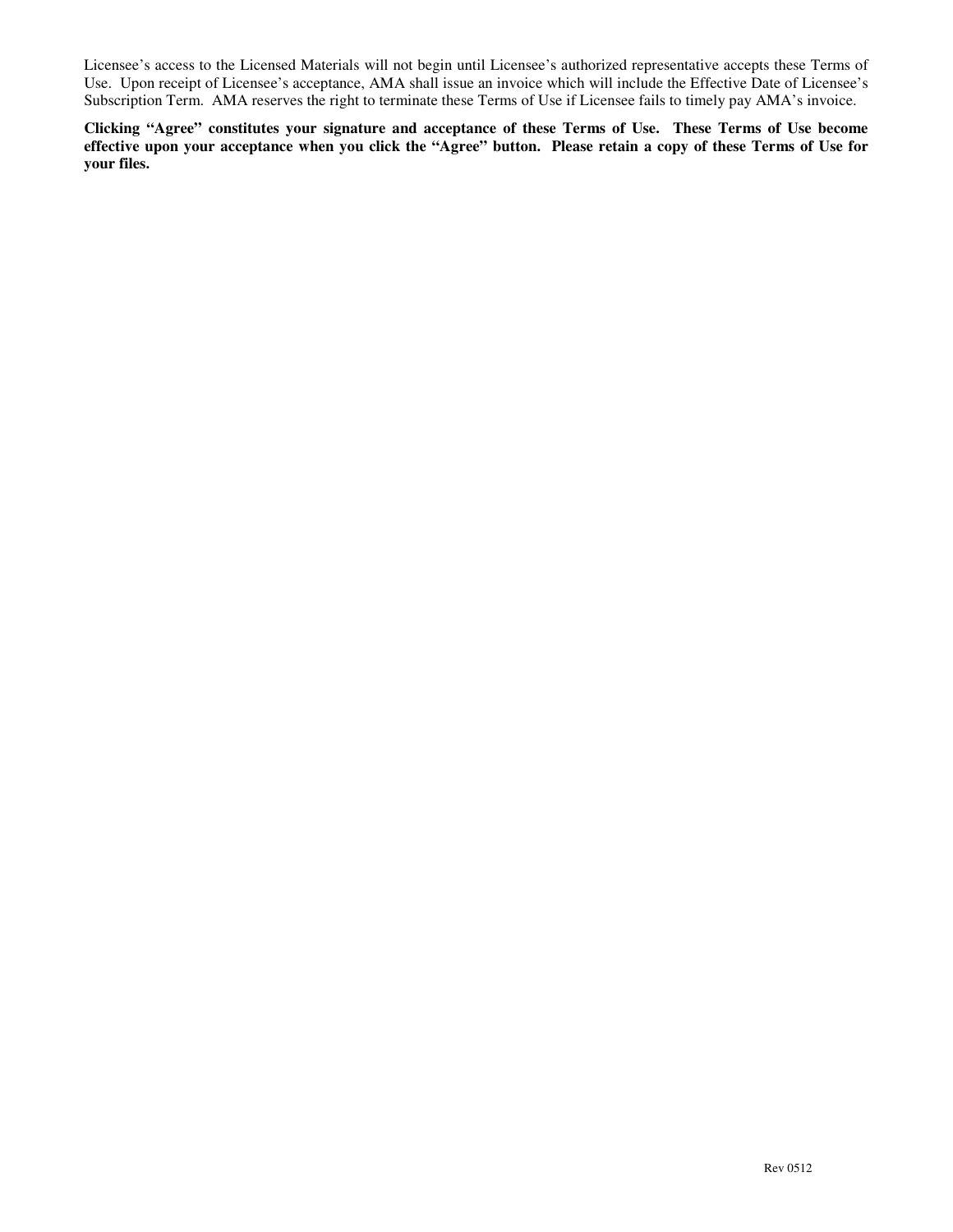Licensee's access to the Licensed Materials will not begin until Licensee's authorized representative accepts these Terms of Use. Upon receipt of Licensee's acceptance, AMA shall issue an invoice which will include the Effective Date of Licensee's Subscription Term. AMA reserves the right to terminate these Terms of Use if Licensee fails to timely pay AMA's invoice.

**Clicking "Agree" constitutes your signature and acceptance of these Terms of Use. These Terms of Use become effective upon your acceptance when you click the "Agree" button. Please retain a copy of these Terms of Use for your files.**

Rev 0512